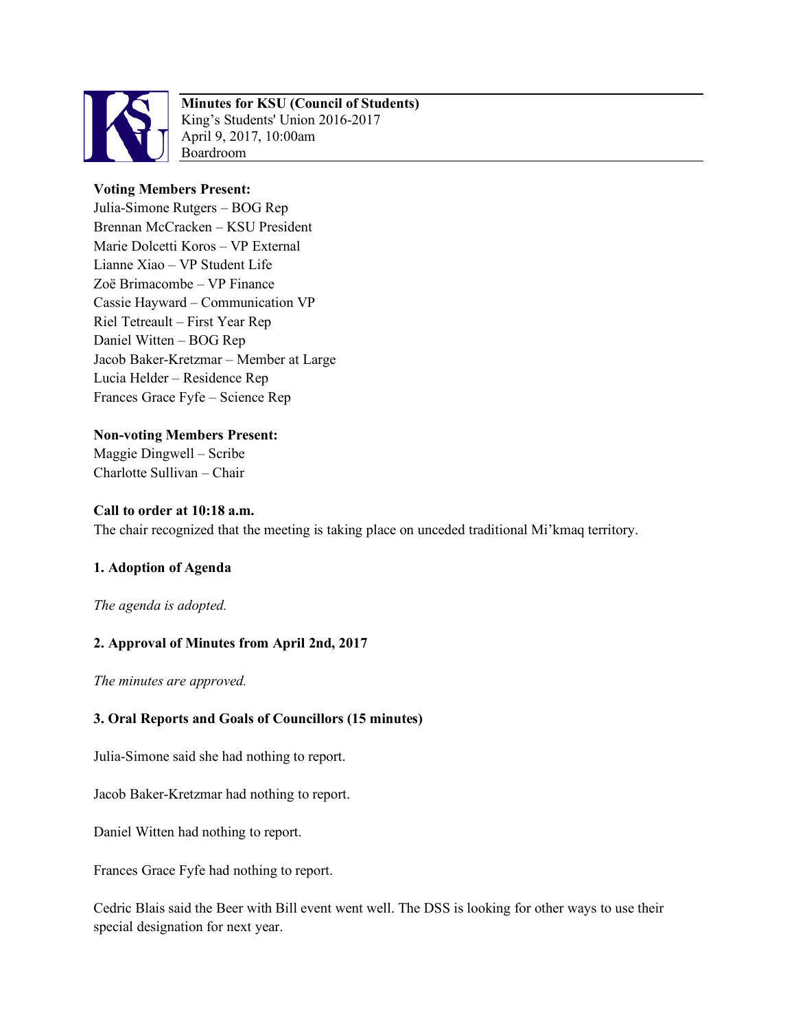**Minutes for KSU (Council of Students)**
King's Students' Union 2016-2017
April 9, 2017, 10:00am
Boardroom

**Voting Members Present:**
Julia-Simone Rutgers – BOG Rep
Brennan McCracken – KSU President
Marie Dolcetti Koros – VP External
Lianne Xiao – VP Student Life
Zoë Brimacombe – VP Finance
Cassie Hayward – Communication VP
Riel Tetreault – First Year Rep
Daniel Witten – BOG Rep
Jacob Baker-Kretzmar – Member at Large
Lucia Helder – Residence Rep
Frances Grace Fyfe – Science Rep

**Non-voting Members Present:**
Maggie Dingwell – Scribe
Charlotte Sullivan – Chair

**Call to order at 10:18 a.m.**
The chair recognized that the meeting is taking place on unceded traditional Mi'kmaq territory.

**1. Adoption of Agenda**

*The agenda is adopted.*

**2. Approval of Minutes from April 2nd, 2017**

*The minutes are approved.*

**3. Oral Reports and Goals of Councillors (15 minutes)**

Julia-Simone said she had nothing to report.

Jacob Baker-Kretzmar had nothing to report.

Daniel Witten had nothing to report.

Frances Grace Fyfe had nothing to report.

Cedric Blais said the Beer with Bill event went well. The DSS is looking for other ways to use their special designation for next year.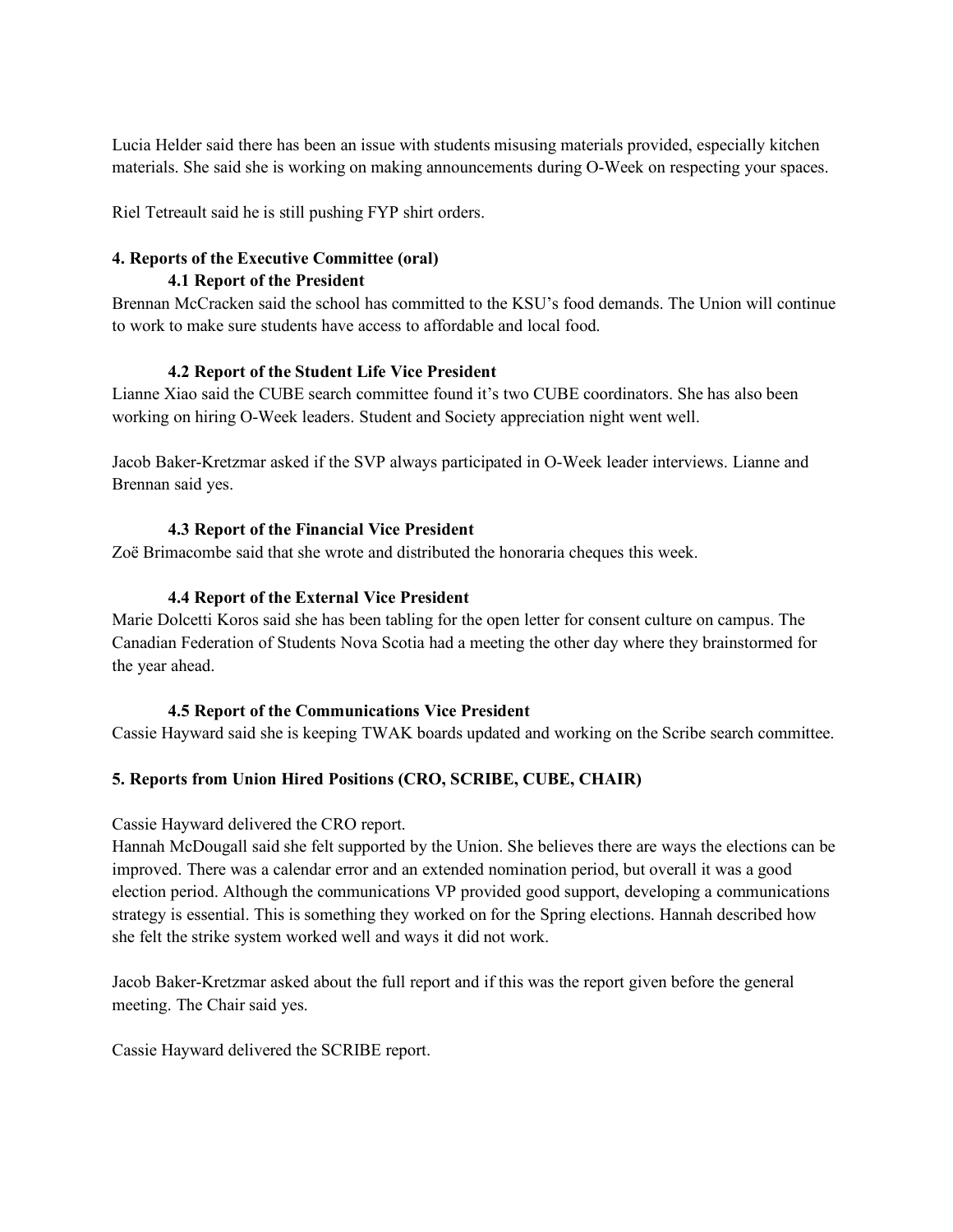Lucia Helder said there has been an issue with students misusing materials provided, especially kitchen materials. She said she is working on making announcements during O-Week on respecting your spaces.

Riel Tetreault said he is still pushing FYP shirt orders.

**4. Reports of the Executive Committee (oral)**

**4.1 Report of the President**

Brennan McCracken said the school has committed to the KSU's food demands. The Union will continue to work to make sure students have access to affordable and local food.

**4.2 Report of the Student Life Vice President**

Lianne Xiao said the CUBE search committee found it's two CUBE coordinators. She has also been working on hiring O-Week leaders. Student and Society appreciation night went well.

Jacob Baker-Kretzmar asked if the SVP always participated in O-Week leader interviews. Lianne and Brennan said yes.

**4.3 Report of the Financial Vice President**

Zoë Brimacombe said that she wrote and distributed the honoraria cheques this week.

**4.4 Report of the External Vice President**

Marie Dolcetti Koros said she has been tabling for the open letter for consent culture on campus. The Canadian Federation of Students Nova Scotia had a meeting the other day where they brainstormed for the year ahead.

**4.5 Report of the Communications Vice President**

Cassie Hayward said she is keeping TWAK boards updated and working on the Scribe search committee.

**5. Reports from Union Hired Positions (CRO, SCRIBE, CUBE, CHAIR)**

Cassie Hayward delivered the CRO report.

Hannah McDougall said she felt supported by the Union. She believes there are ways the elections can be improved. There was a calendar error and an extended nomination period, but overall it was a good election period. Although the communications VP provided good support, developing a communications strategy is essential. This is something they worked on for the Spring elections. Hannah described how she felt the strike system worked well and ways it did not work.

Jacob Baker-Kretzmar asked about the full report and if this was the report given before the general meeting. The Chair said yes.

Cassie Hayward delivered the SCRIBE report.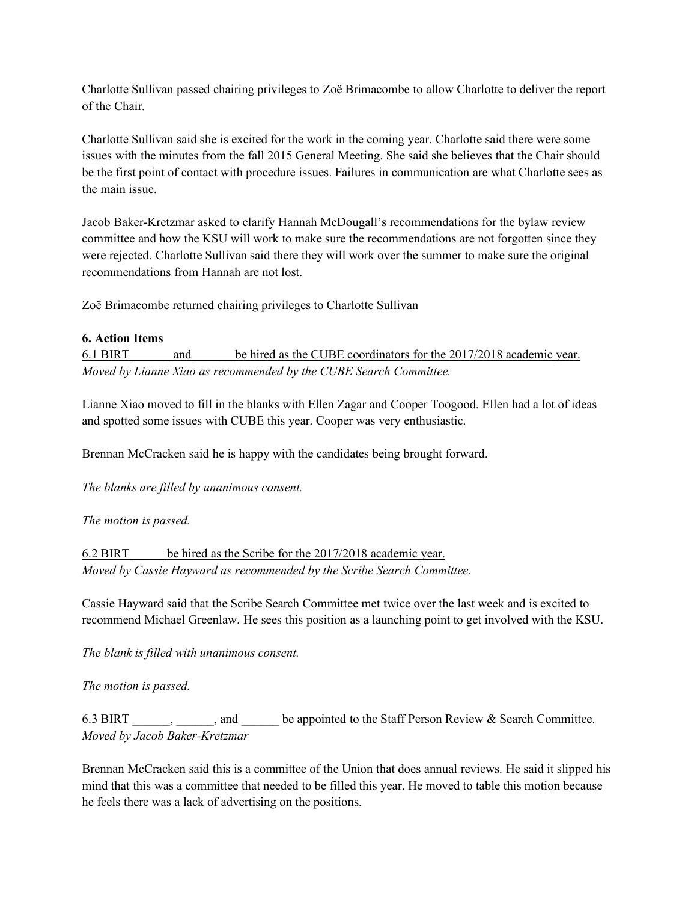Charlotte Sullivan passed chairing privileges to Zoë Brimacombe to allow Charlotte to deliver the report of the Chair.

Charlotte Sullivan said she is excited for the work in the coming year. Charlotte said there were some issues with the minutes from the fall 2015 General Meeting. She said she believes that the Chair should be the first point of contact with procedure issues. Failures in communication are what Charlotte sees as the main issue.

Jacob Baker-Kretzmar asked to clarify Hannah McDougall's recommendations for the bylaw review committee and how the KSU will work to make sure the recommendations are not forgotten since they were rejected. Charlotte Sullivan said there they will work over the summer to make sure the original recommendations from Hannah are not lost.

Zoë Brimacombe returned chairing privileges to Charlotte Sullivan

**6. Action Items**

<u>6.1 BIRT ______ and ______ be hired as the CUBE coordinators for the 2017/2018 academic year.</u>
*Moved by Lianne Xiao as recommended by the CUBE Search Committee.*

Lianne Xiao moved to fill in the blanks with Ellen Zagar and Cooper Toogood. Ellen had a lot of ideas and spotted some issues with CUBE this year. Cooper was very enthusiastic.

Brennan McCracken said he is happy with the candidates being brought forward.

*The blanks are filled by unanimous consent.*

*The motion is passed.*

<u>6.2 BIRT _____ be hired as the Scribe for the 2017/2018 academic year.</u>
*Moved by Cassie Hayward as recommended by the Scribe Search Committee.*

Cassie Hayward said that the Scribe Search Committee met twice over the last week and is excited to recommend Michael Greenlaw. He sees this position as a launching point to get involved with the KSU.

*The blank is filled with unanimous consent.*

*The motion is passed.*

<u>6.3 BIRT ______, ______, and ______ be appointed to the Staff Person Review & Search Committee.</u>
*Moved by Jacob Baker-Kretzmar*

Brennan McCracken said this is a committee of the Union that does annual reviews. He said it slipped his mind that this was a committee that needed to be filled this year. He moved to table this motion because he feels there was a lack of advertising on the positions.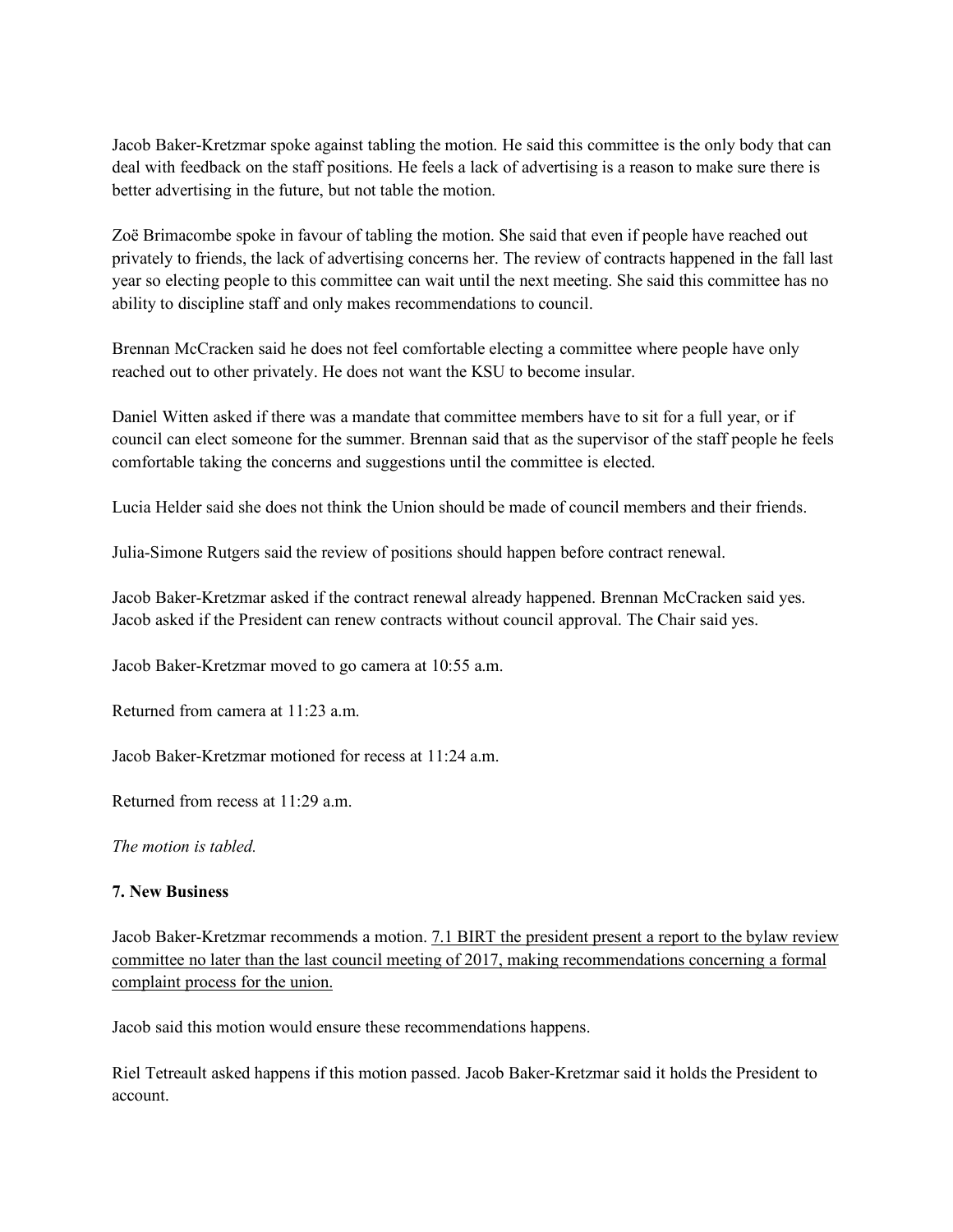Jacob Baker-Kretzmar spoke against tabling the motion. He said this committee is the only body that can deal with feedback on the staff positions. He feels a lack of advertising is a reason to make sure there is better advertising in the future, but not table the motion.

Zoë Brimacombe spoke in favour of tabling the motion. She said that even if people have reached out privately to friends, the lack of advertising concerns her. The review of contracts happened in the fall last year so electing people to this committee can wait until the next meeting. She said this committee has no ability to discipline staff and only makes recommendations to council.

Brennan McCracken said he does not feel comfortable electing a committee where people have only reached out to other privately. He does not want the KSU to become insular.

Daniel Witten asked if there was a mandate that committee members have to sit for a full year, or if council can elect someone for the summer. Brennan said that as the supervisor of the staff people he feels comfortable taking the concerns and suggestions until the committee is elected.

Lucia Helder said she does not think the Union should be made of council members and their friends.

Julia-Simone Rutgers said the review of positions should happen before contract renewal.

Jacob Baker-Kretzmar asked if the contract renewal already happened. Brennan McCracken said yes. Jacob asked if the President can renew contracts without council approval. The Chair said yes.

Jacob Baker-Kretzmar moved to go camera at 10:55 a.m.

Returned from camera at 11:23 a.m.

Jacob Baker-Kretzmar motioned for recess at 11:24 a.m.

Returned from recess at 11:29 a.m.

*The motion is tabled.*

**7. New Business**

Jacob Baker-Kretzmar recommends a motion. <u>7.1 BIRT the president present a report to the bylaw review committee no later than the last council meeting of 2017, making recommendations concerning a formal complaint process for the union.</u>

Jacob said this motion would ensure these recommendations happens.

Riel Tetreault asked happens if this motion passed. Jacob Baker-Kretzmar said it holds the President to account.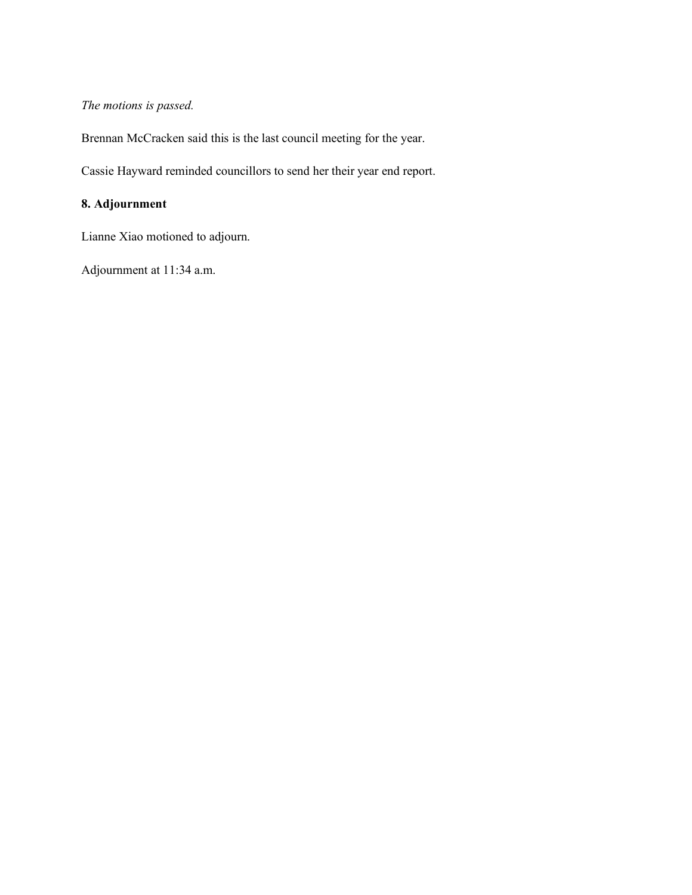*The motions is passed.*

Brennan McCracken said this is the last council meeting for the year.

Cassie Hayward reminded councillors to send her their year end report.

**8. Adjournment**

Lianne Xiao motioned to adjourn.

Adjournment at 11:34 a.m.